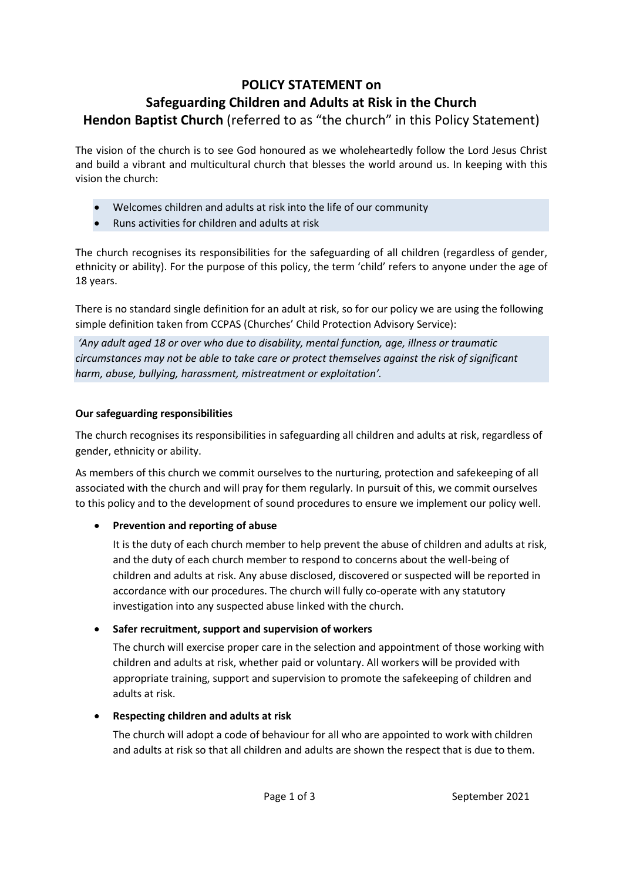# POLICY STATEMENT on Safeguarding Children and Adults at Risk in the Church

**Hendon Baptist Church** (referred to as "the church" in this Policy Statement)

The vision of the church is to see God honoured as we wholeheartedly follow the Lord Jesus Christ and build a vibrant and multicultural church that blesses the world around us. In keeping with this vision the church:

- Welcomes children and adults at risk into the life of our community
- Runs activities for children and adults at risk

The church recognises its responsibilities for the safeguarding of all children (regardless of gender, ethnicity or ability). For the purpose of this policy, the term 'child' refers to anyone under the age of 18 years.

There is no standard single definition for an adult at risk, so for our policy we are using the following simple definition taken from CCPAS (Churches' Child Protection Advisory Service):

*'Any adult aged 18 or over who due to disability, mental function, age, illness or traumatic circumstances may not be able to take care or protect themselves against the risk of significant harm, abuse, bullying, harassment, mistreatment or exploitation'.*

**Our safeguarding responsibilities**

The church recognises its responsibilities in safeguarding all children and adults at risk, regardless of gender, ethnicity or ability.

As members of this church we commit ourselves to the nurturing, protection and safekeeping of all associated with the church and will pray for them regularly. In pursuit of this, we commit ourselves to this policy and to the development of sound procedures to ensure we implement our policy well.

- **Prevention and reporting of abuse**

  It is the duty of each church member to help prevent the abuse of children and adults at risk, and the duty of each church member to respond to concerns about the well-being of children and adults at risk. Any abuse disclosed, discovered or suspected will be reported in accordance with our procedures. The church will fully co-operate with any statutory investigation into any suspected abuse linked with the church.

- **Safer recruitment, support and supervision of workers**

  The church will exercise proper care in the selection and appointment of those working with children and adults at risk, whether paid or voluntary. All workers will be provided with appropriate training, support and supervision to promote the safekeeping of children and adults at risk.

- **Respecting children and adults at risk**

  The church will adopt a code of behaviour for all who are appointed to work with children and adults at risk so that all children and adults are shown the respect that is due to them.

September 2021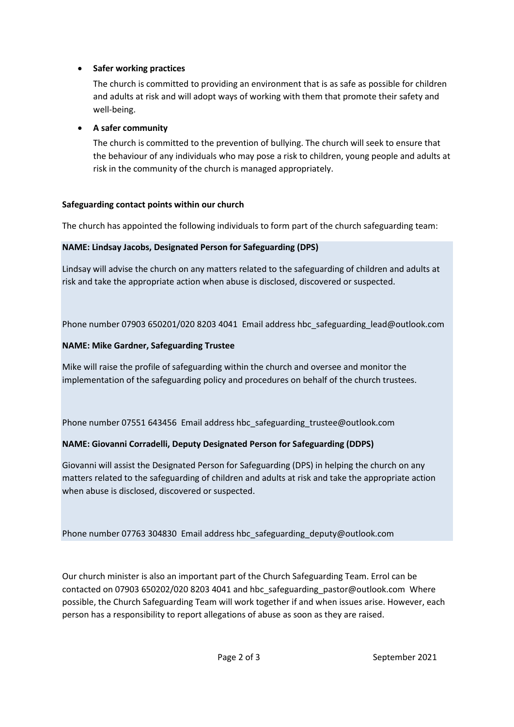- **Safer working practices**

  The church is committed to providing an environment that is as safe as possible for children and adults at risk and will adopt ways of working with them that promote their safety and well-being.

- **A safer community**

  The church is committed to the prevention of bullying. The church will seek to ensure that the behaviour of any individuals who may pose a risk to children, young people and adults at risk in the community of the church is managed appropriately.

**Safeguarding contact points within our church**

The church has appointed the following individuals to form part of the church safeguarding team:

**NAME: Lindsay Jacobs, Designated Person for Safeguarding (DPS)**

Lindsay will advise the church on any matters related to the safeguarding of children and adults at risk and take the appropriate action when abuse is disclosed, discovered or suspected.

Phone number 07903 650201/020 8203 4041 Email address hbc_safeguarding_lead@outlook.com

**NAME: Mike Gardner, Safeguarding Trustee**

Mike will raise the profile of safeguarding within the church and oversee and monitor the implementation of the safeguarding policy and procedures on behalf of the church trustees.

Phone number 07551 643456 Email address hbc_safeguarding_trustee@outlook.com

**NAME: Giovanni Corradelli, Deputy Designated Person for Safeguarding (DDPS)**

Giovanni will assist the Designated Person for Safeguarding (DPS) in helping the church on any matters related to the safeguarding of children and adults at risk and take the appropriate action when abuse is disclosed, discovered or suspected.

Phone number 07763 304830 Email address hbc_safeguarding_deputy@outlook.com

Our church minister is also an important part of the Church Safeguarding Team. Errol can be contacted on 07903 650202/020 8203 4041 and hbc_safeguarding_pastor@outlook.com Where possible, the Church Safeguarding Team will work together if and when issues arise. However, each person has a responsibility to report allegations of abuse as soon as they are raised.

September 2021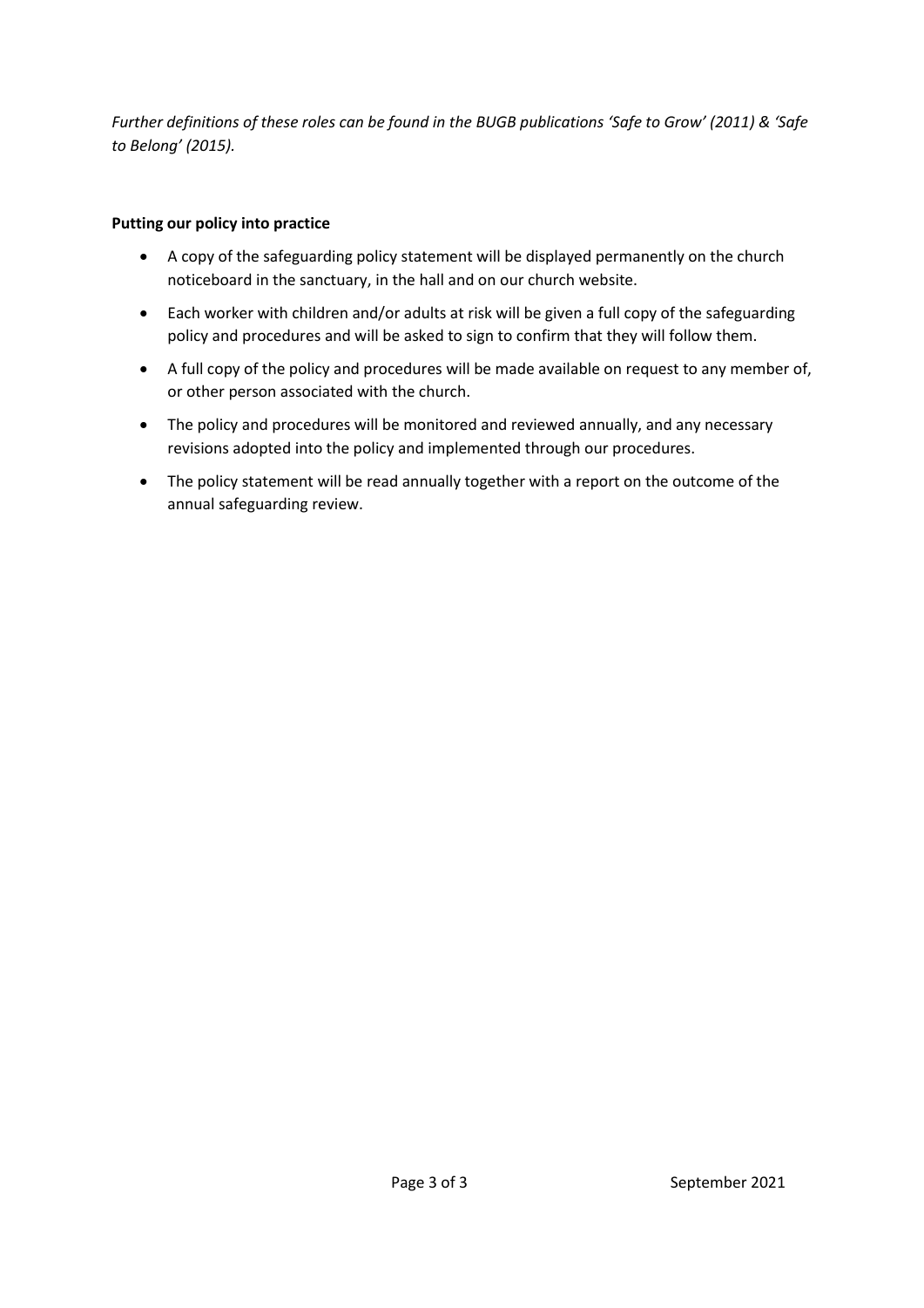*Further definitions of these roles can be found in the BUGB publications 'Safe to Grow' (2011) & 'Safe to Belong' (2015).*

**Putting our policy into practice**

- A copy of the safeguarding policy statement will be displayed permanently on the church noticeboard in the sanctuary, in the hall and on our church website.
- Each worker with children and/or adults at risk will be given a full copy of the safeguarding policy and procedures and will be asked to sign to confirm that they will follow them.
- A full copy of the policy and procedures will be made available on request to any member of, or other person associated with the church.
- The policy and procedures will be monitored and reviewed annually, and any necessary revisions adopted into the policy and implemented through our procedures.
- The policy statement will be read annually together with a report on the outcome of the annual safeguarding review.